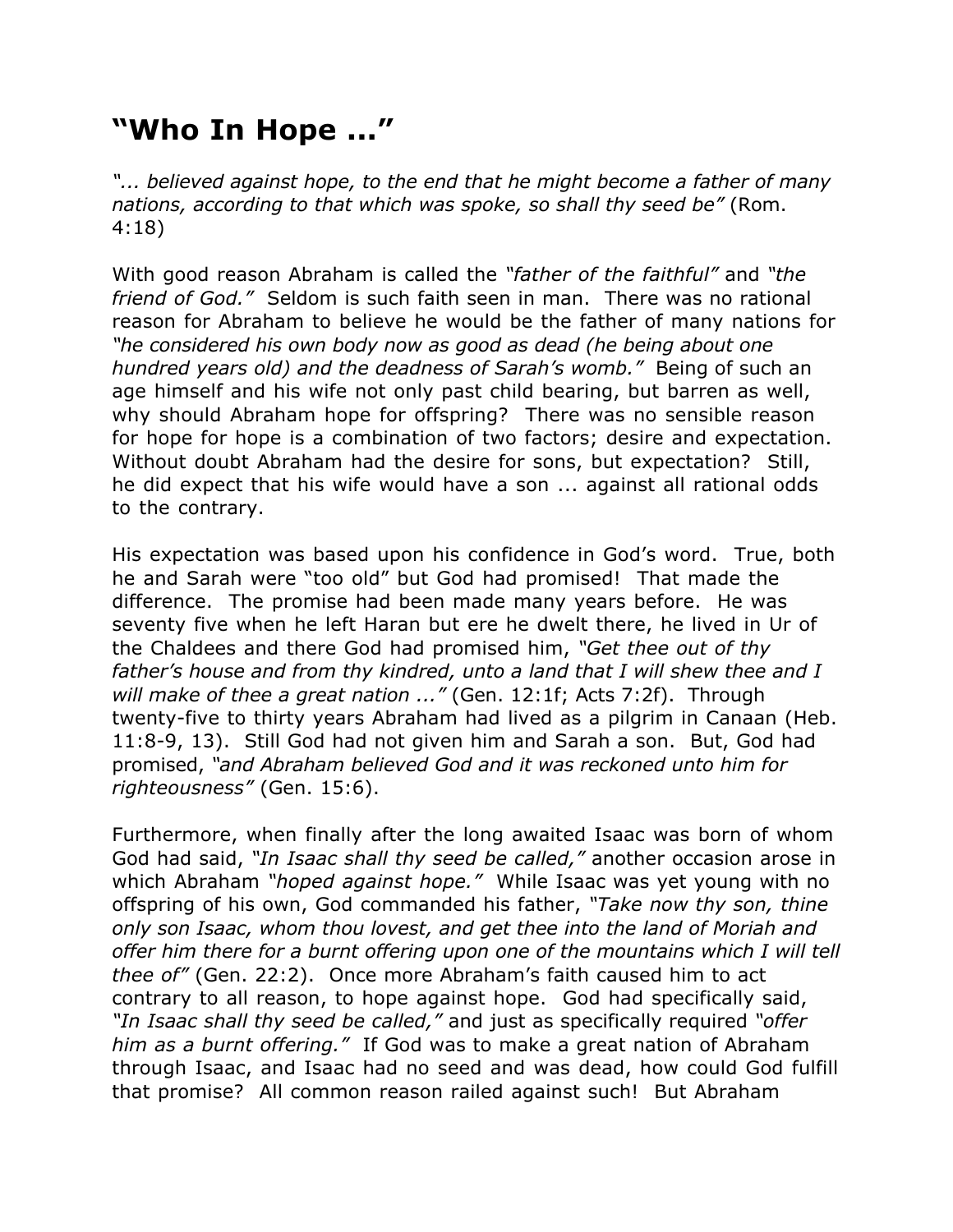# “Who In Hope ...”

*“... believed against hope, to the end that he might become a father of many nations, according to that which was spoke, so shall thy seed be”* (Rom. 4:18)

With good reason Abraham is called the *“father of the faithful”* and *“the friend of God.”* Seldom is such faith seen in man. There was no rational reason for Abraham to believe he would be the father of many nations for *“he considered his own body now as good as dead (he being about one hundred years old) and the deadness of Sarah’s womb.”* Being of such an age himself and his wife not only past child bearing, but barren as well, why should Abraham hope for offspring? There was no sensible reason for hope for hope is a combination of two factors; desire and expectation. Without doubt Abraham had the desire for sons, but expectation? Still, he did expect that his wife would have a son ... against all rational odds to the contrary.

His expectation was based upon his confidence in God’s word. True, both he and Sarah were “too old” but God had promised! That made the difference. The promise had been made many years before. He was seventy five when he left Haran but ere he dwelt there, he lived in Ur of the Chaldees and there God had promised him, *“Get thee out of thy father’s house and from thy kindred, unto a land that I will shew thee and I will make of thee a great nation ...”* (Gen. 12:1f; Acts 7:2f). Through twenty-five to thirty years Abraham had lived as a pilgrim in Canaan (Heb. 11:8-9, 13). Still God had not given him and Sarah a son. But, God had promised, *“and Abraham believed God and it was reckoned unto him for righteousness”* (Gen. 15:6).

Furthermore, when finally after the long awaited Isaac was born of whom God had said, *“In Isaac shall thy seed be called,”* another occasion arose in which Abraham *“hoped against hope.”* While Isaac was yet young with no offspring of his own, God commanded his father, *“Take now thy son, thine only son Isaac, whom thou lovest, and get thee into the land of Moriah and offer him there for a burnt offering upon one of the mountains which I will tell thee of”* (Gen. 22:2). Once more Abraham’s faith caused him to act contrary to all reason, to hope against hope. God had specifically said, *“In Isaac shall thy seed be called,”* and just as specifically required *“offer him as a burnt offering.”* If God was to make a great nation of Abraham through Isaac, and Isaac had no seed and was dead, how could God fulfill that promise? All common reason railed against such! But Abraham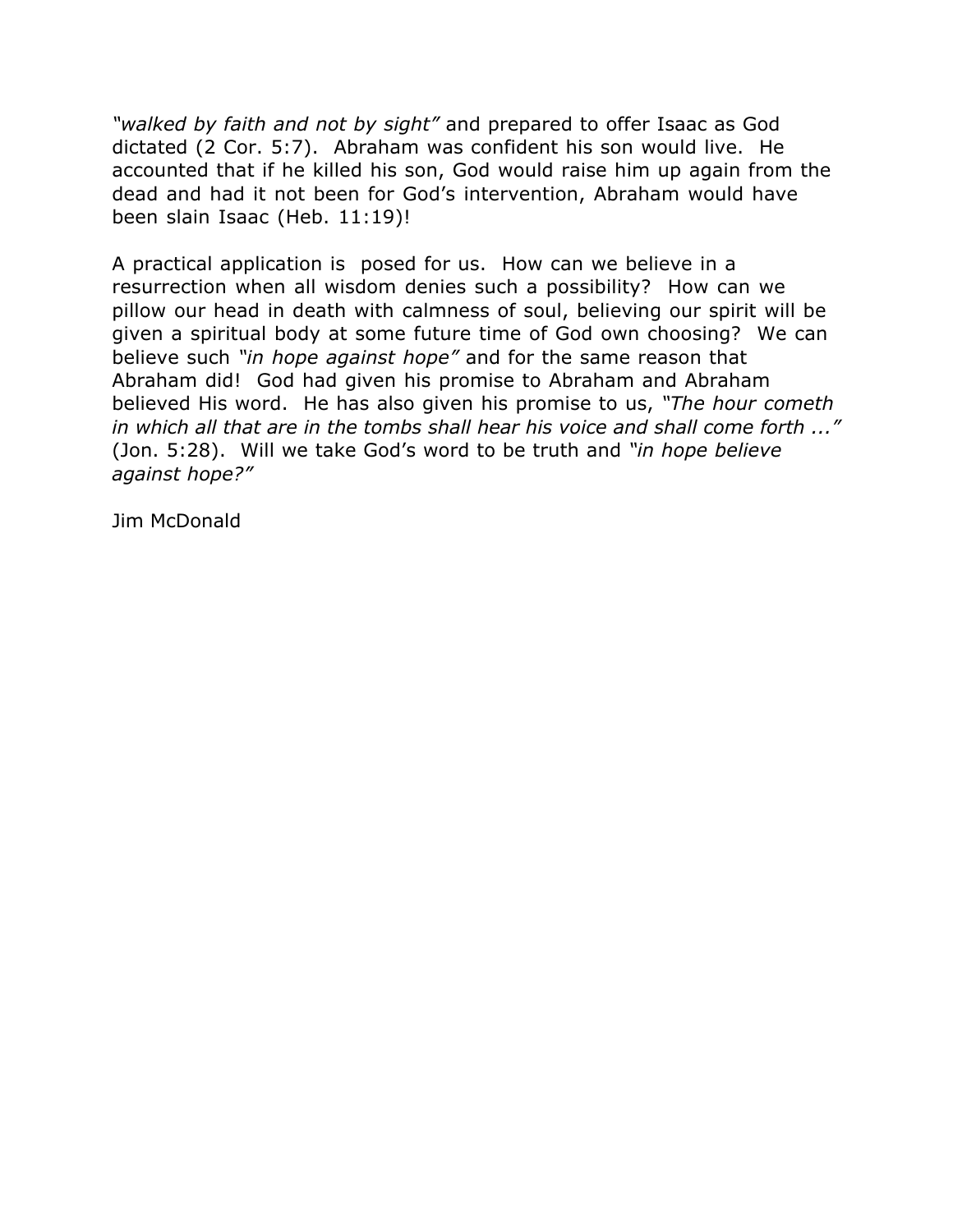*"walked by faith and not by sight"* and prepared to offer Isaac as God dictated (2 Cor. 5:7). Abraham was confident his son would live. He accounted that if he killed his son, God would raise him up again from the dead and had it not been for God's intervention, Abraham would have been slain Isaac (Heb. 11:19)!

A practical application is posed for us. How can we believe in a resurrection when all wisdom denies such a possibility? How can we pillow our head in death with calmness of soul, believing our spirit will be given a spiritual body at some future time of God own choosing? We can believe such *"in hope against hope"* and for the same reason that Abraham did! God had given his promise to Abraham and Abraham believed His word. He has also given his promise to us, *"The hour cometh in which all that are in the tombs shall hear his voice and shall come forth ..."* (Jon. 5:28). Will we take God's word to be truth and *"in hope believe against hope?"*

Jim McDonald